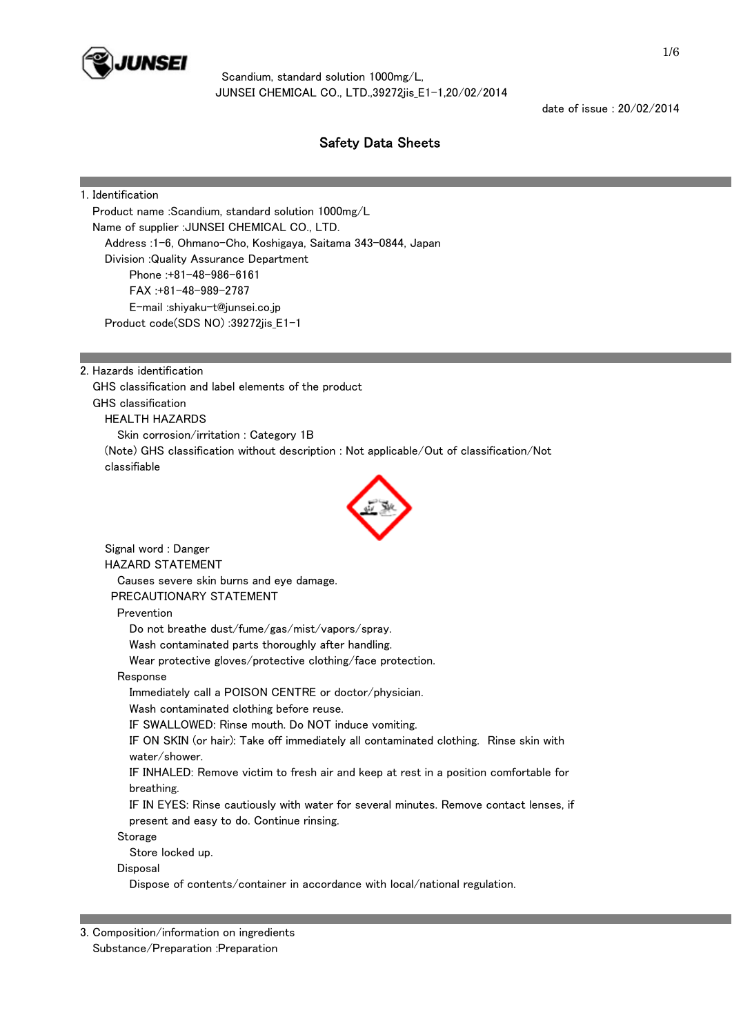Scandium, standard solution 1000mg/L,
JUNSEI CHEMICAL CO., LTD.,39272jis_E1-1,20/02/2014

date of issue : 20/02/2014

# Safety Data Sheets

## 1. Identification

Product name :Scandium, standard solution 1000mg/L
Name of supplier :JUNSEI CHEMICAL CO., LTD.
Address :1-6, Ohmano-Cho, Koshigaya, Saitama 343-0844, Japan
Division :Quality Assurance Department
Phone :+81-48-986-6161
FAX :+81-48-989-2787
E-mail :shiyaku-t@junsei.co.jp
Product code(SDS NO) :39272jis_E1-1

## 2. Hazards identification

GHS classification and label elements of the product

GHS classification

HEALTH HAZARDS

Skin corrosion/irritation : Category 1B

(Note) GHS classification without description : Not applicable/Out of classification/Not classifiable

Signal word : Danger

HAZARD STATEMENT

Causes severe skin burns and eye damage.

PRECAUTIONARY STATEMENT

Prevention

- Do not breathe dust/fume/gas/mist/vapors/spray.
- Wash contaminated parts thoroughly after handling.
- Wear protective gloves/protective clothing/face protection.

Response

- Immediately call a POISON CENTRE or doctor/physician.
- Wash contaminated clothing before reuse.
- IF SWALLOWED: Rinse mouth. Do NOT induce vomiting.
- IF ON SKIN (or hair): Take off immediately all contaminated clothing. Rinse skin with water/shower.
- IF INHALED: Remove victim to fresh air and keep at rest in a position comfortable for breathing.
- IF IN EYES: Rinse cautiously with water for several minutes. Remove contact lenses, if present and easy to do. Continue rinsing.

Storage

- Store locked up.

Disposal

- Dispose of contents/container in accordance with local/national regulation.

## 3. Composition/information on ingredients

Substance/Preparation :Preparation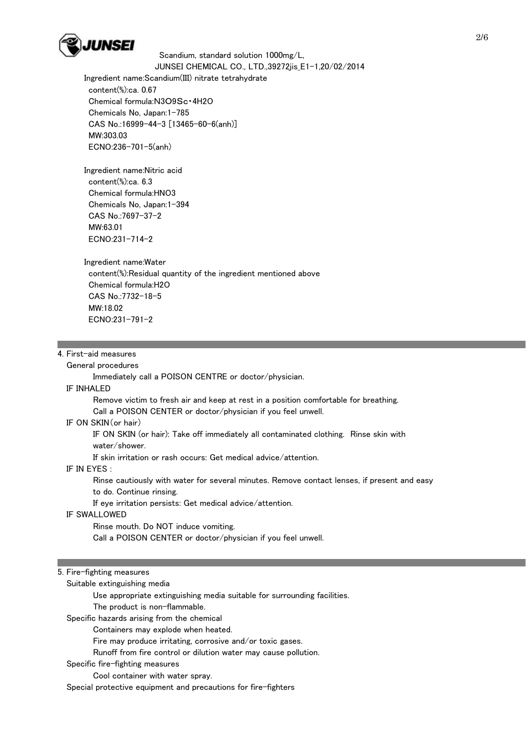Ingredient name:Scandium(III) nitrate tetrahydrate
content(%):ca. 0.67
Chemical formula:$N_3O_9Sc \cdot 4H_2O$
Chemicals No, Japan:1-785
CAS No.:16999-44-3 [13465-60-6(anh)]
MW:303.03
ECNO:236-701-5(anh)

Ingredient name:Nitric acid
content(%):ca. 6.3
Chemical formula:$HNO_3$
Chemicals No, Japan:1-394
CAS No.:7697-37-2
MW:63.01
ECNO:231-714-2

Ingredient name:Water
content(%):Residual quantity of the ingredient mentioned above
Chemical formula:$H_2O$
CAS No.:7732-18-5
MW:18.02
ECNO:231-791-2

## 4. First-aid measures

**General procedures**

Immediately call a POISON CENTRE or doctor/physician.

**IF INHALED**

Remove victim to fresh air and keep at rest in a position comfortable for breathing.
Call a POISON CENTER or doctor/physician if you feel unwell.

**IF ON SKIN(or hair)**

IF ON SKIN (or hair): Take off immediately all contaminated clothing. Rinse skin with water/shower.
If skin irritation or rash occurs: Get medical advice/attention.

**IF IN EYES :**

Rinse cautiously with water for several minutes. Remove contact lenses, if present and easy to do. Continue rinsing.
If eye irritation persists: Get medical advice/attention.

**IF SWALLOWED**

Rinse mouth. Do NOT induce vomiting.
Call a POISON CENTER or doctor/physician if you feel unwell.

## 5. Fire-fighting measures

**Suitable extinguishing media**

Use appropriate extinguishing media suitable for surrounding facilities.
The product is non-flammable.

**Specific hazards arising from the chemical**

Containers may explode when heated.
Fire may produce irritating, corrosive and/or toxic gases.
Runoff from fire control or dilution water may cause pollution.

**Specific fire-fighting measures**

Cool container with water spray.

**Special protective equipment and precautions for fire-fighters**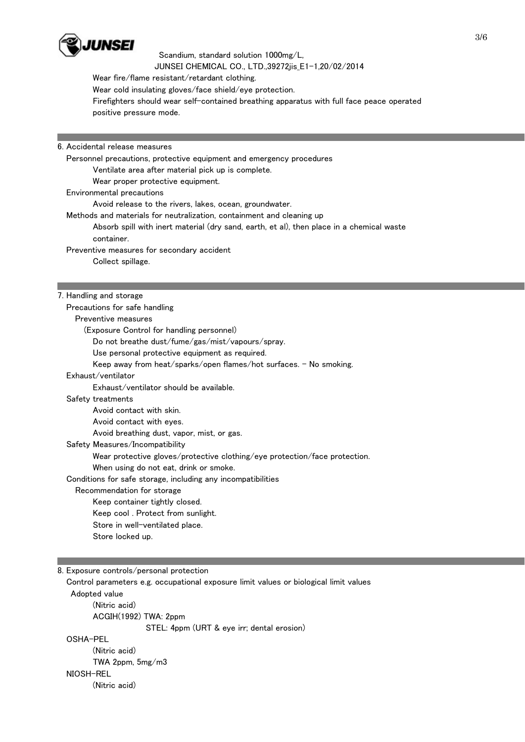Wear fire/flame resistant/retardant clothing.
Wear cold insulating gloves/face shield/eye protection.
Firefighters should wear self-contained breathing apparatus with full face peace operated positive pressure mode.

## 6. Accidental release measures

Personnel precautions, protective equipment and emergency procedures
- Ventilate area after material pick up is complete.
- Wear proper protective equipment.

Environmental precautions
- Avoid release to the rivers, lakes, ocean, groundwater.

Methods and materials for neutralization, containment and cleaning up
- Absorb spill with inert material (dry sand, earth, et al), then place in a chemical waste container.

Preventive measures for secondary accident
- Collect spillage.

## 7. Handling and storage

Precautions for safe handling

Preventive measures

(Exposure Control for handling personnel)
- Do not breathe dust/fume/gas/mist/vapours/spray.
- Use personal protective equipment as required.
- Keep away from heat/sparks/open flames/hot surfaces. - No smoking.

Exhaust/ventilator
- Exhaust/ventilator should be available.

Safety treatments
- Avoid contact with skin.
- Avoid contact with eyes.
- Avoid breathing dust, vapor, mist, or gas.

Safety Measures/Incompatibility
- Wear protective gloves/protective clothing/eye protection/face protection.
- When using do not eat, drink or smoke.

Conditions for safe storage, including any incompatibilities

Recommendation for storage
- Keep container tightly closed.
- Keep cool . Protect from sunlight.
- Store in well-ventilated place.
- Store locked up.

## 8. Exposure controls/personal protection

Control parameters e.g. occupational exposure limit values or biological limit values

Adopted value

(Nitric acid)
ACGIH(1992) TWA: 2ppm
STEL: 4ppm (URT & eye irr; dental erosion)

OSHA-PEL

(Nitric acid)
TWA 2ppm, 5mg/m3

NIOSH-REL

(Nitric acid)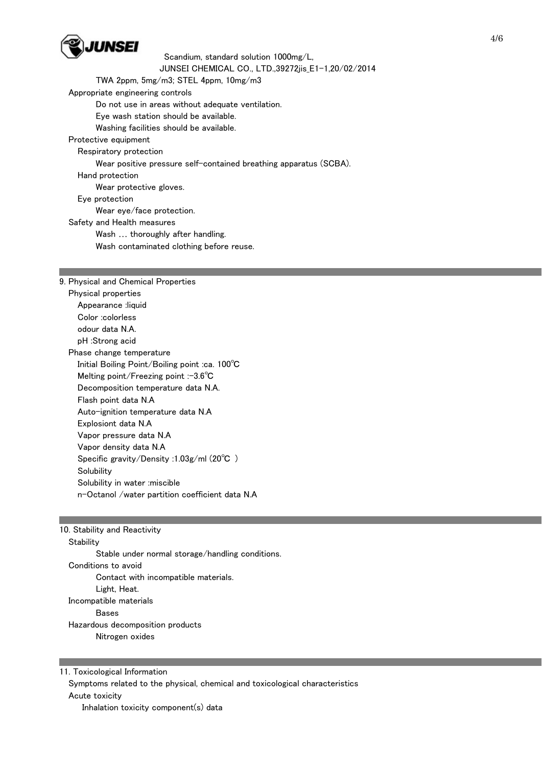TWA 2ppm, 5mg/m3; STEL 4ppm, 10mg/m3

Appropriate engineering controls

Do not use in areas without adequate ventilation.
Eye wash station should be available.
Washing facilities should be available.

Protective equipment

Respiratory protection

Wear positive pressure self-contained breathing apparatus (SCBA).

Hand protection

Wear protective gloves.

Eye protection

Wear eye/face protection.

Safety and Health measures

Wash … thoroughly after handling.
Wash contaminated clothing before reuse.

## 9. Physical and Chemical Properties

Physical properties

Appearance :liquid
Color :colorless
odour data N.A.
pH :Strong acid

Phase change temperature

Initial Boiling Point/Boiling point :ca. 100℃
Melting point/Freezing point :-3.6℃
Decomposition temperature data N.A.
Flash point data N.A
Auto-ignition temperature data N.A
Explosiont data N.A
Vapor pressure data N.A
Vapor density data N.A
Specific gravity/Density :1.03g/ml (20℃ )
Solubility
Solubility in water :miscible
n-Octanol /water partition coefficient data N.A

## 10. Stability and Reactivity

Stability

Stable under normal storage/handling conditions.

Conditions to avoid

Contact with incompatible materials.
Light, Heat.

Incompatible materials

Bases

Hazardous decomposition products

Nitrogen oxides

## 11. Toxicological Information

Symptoms related to the physical, chemical and toxicological characteristics

Acute toxicity

Inhalation toxicity component(s) data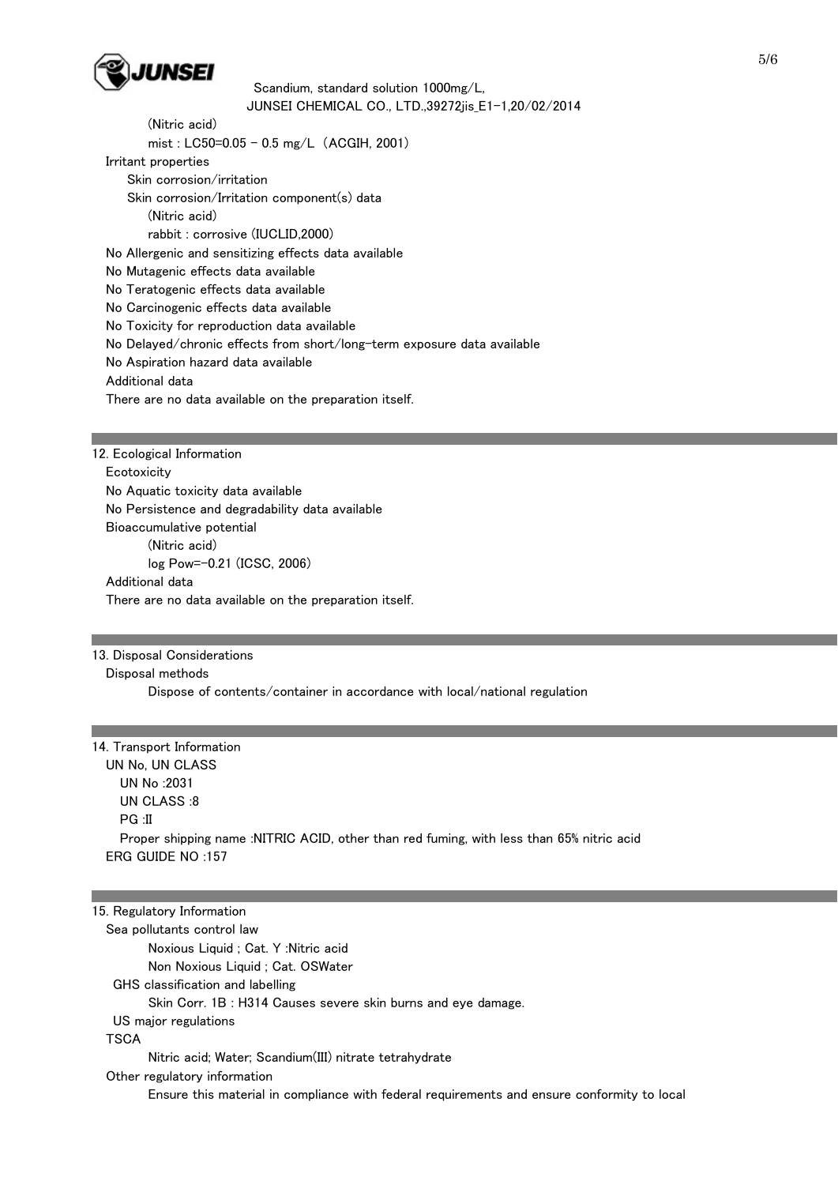(Nitric acid)

mist : LC50=0.05 - 0.5 mg/L (ACGIH, 2001)

Irritant properties

Skin corrosion/irritation

Skin corrosion/Irritation component(s) data

(Nitric acid)

rabbit : corrosive (IUCLID,2000)

No Allergenic and sensitizing effects data available

No Mutagenic effects data available

No Teratogenic effects data available

No Carcinogenic effects data available

No Toxicity for reproduction data available

No Delayed/chronic effects from short/long-term exposure data available

No Aspiration hazard data available

Additional data

There are no data available on the preparation itself.

## 12. Ecological Information

Ecotoxicity

No Aquatic toxicity data available

No Persistence and degradability data available

Bioaccumulative potential

(Nitric acid)

log Pow=-0.21 (ICSC, 2006)

Additional data

There are no data available on the preparation itself.

## 13. Disposal Considerations

Disposal methods

Dispose of contents/container in accordance with local/national regulation

## 14. Transport Information

UN No, UN CLASS

UN No :2031

UN CLASS :8

PG :II

Proper shipping name :NITRIC ACID, other than red fuming, with less than 65% nitric acid

ERG GUIDE NO :157

## 15. Regulatory Information

Sea pollutants control law

Noxious Liquid ; Cat. Y :Nitric acid

Non Noxious Liquid ; Cat. OSWater

GHS classification and labelling

Skin Corr. 1B : H314 Causes severe skin burns and eye damage.

US major regulations

TSCA

Nitric acid; Water; Scandium(III) nitrate tetrahydrate

Other regulatory information

Ensure this material in compliance with federal requirements and ensure conformity to local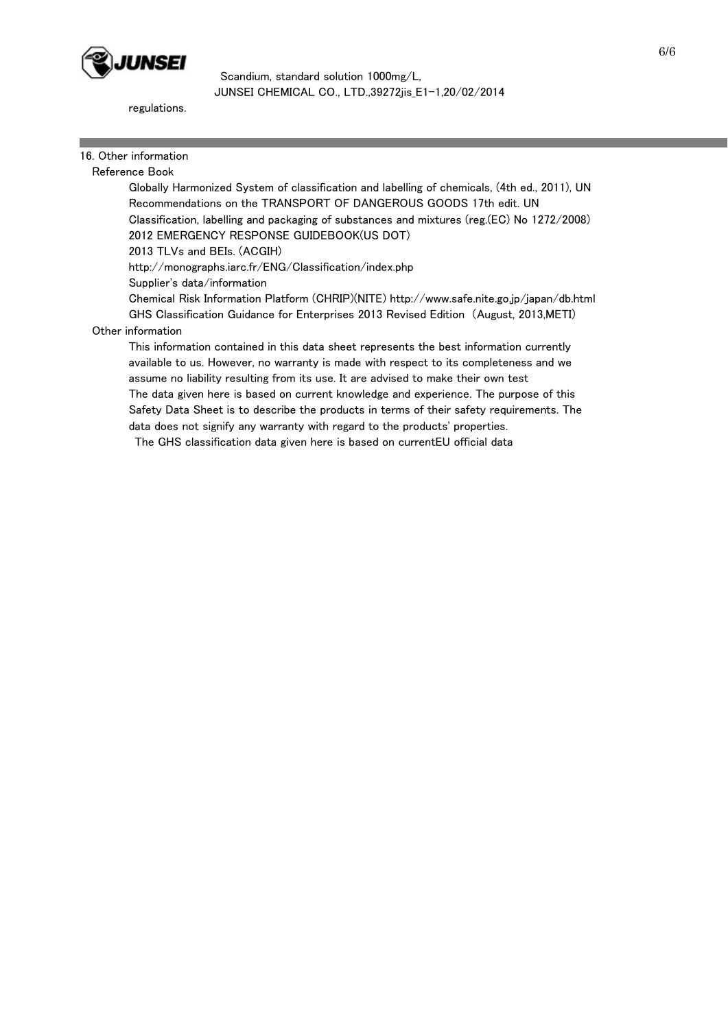regulations.

## 16. Other information

### Reference Book

Globally Harmonized System of classification and labelling of chemicals, (4th ed., 2011), UN
Recommendations on the TRANSPORT OF DANGEROUS GOODS 17th edit. UN
Classification, labelling and packaging of substances and mixtures (reg.(EC) No 1272/2008)
2012 EMERGENCY RESPONSE GUIDEBOOK(US DOT)
2013 TLVs and BEIs. (ACGIH)
http://monographs.iarc.fr/ENG/Classification/index.php
Supplier's data/information
Chemical Risk Information Platform (CHRIP)(NITE) http://www.safe.nite.go.jp/japan/db.html
GHS Classification Guidance for Enterprises 2013 Revised Edition （August, 2013,METI)

### Other information

This information contained in this data sheet represents the best information currently available to us. However, no warranty is made with respect to its completeness and we assume no liability resulting from its use. It are advised to make their own test
The data given here is based on current knowledge and experience. The purpose of this Safety Data Sheet is to describe the products in terms of their safety requirements. The data does not signify any warranty with regard to the products' properties.
The GHS classification data given here is based on currentEU official data